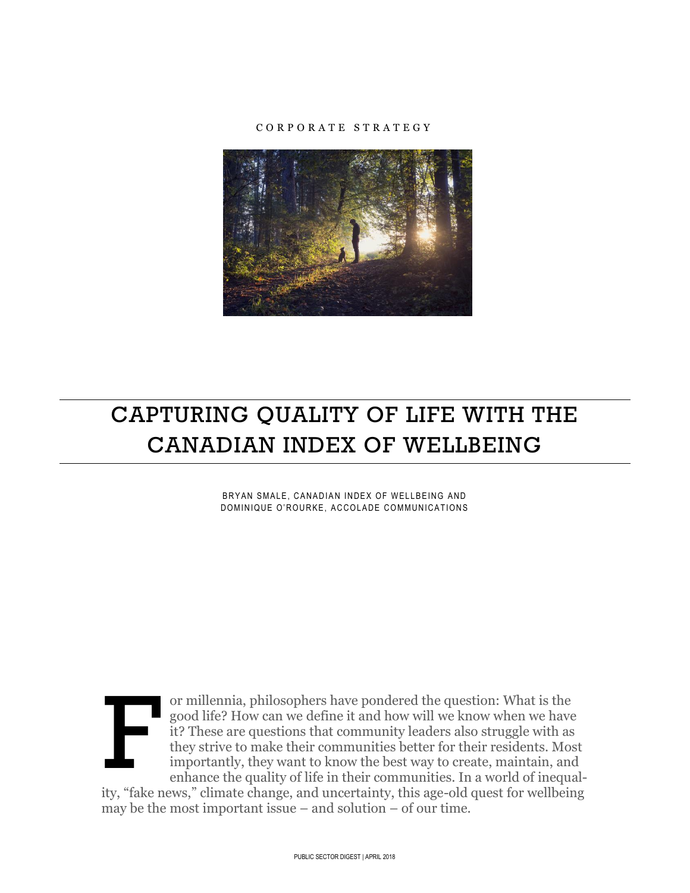CORPORATE STRATEGY

# CAPTURING QUALITY OF LIFE WITH THE CANADIAN INDEX OF WELLBEING

BRYAN SMALE, CANADIAN INDEX OF WELLBEING AND DOMINIQUE O'ROURKE, ACCOLADE COMMUNICATIONS

For millennia, philosophers have pondered the question: What is the good life? How can we define it and how will we know when we have it? These are questions that community leaders also struggle with as they strive to make their communities better for their residents. Most importantly, they want to know the best way to create, maintain, and enhance the quality of life in their communities. In a world of inequality, "fake news," climate change, and uncertainty, this age-old quest for wellbeing may be the most important issue – and solution – of our time.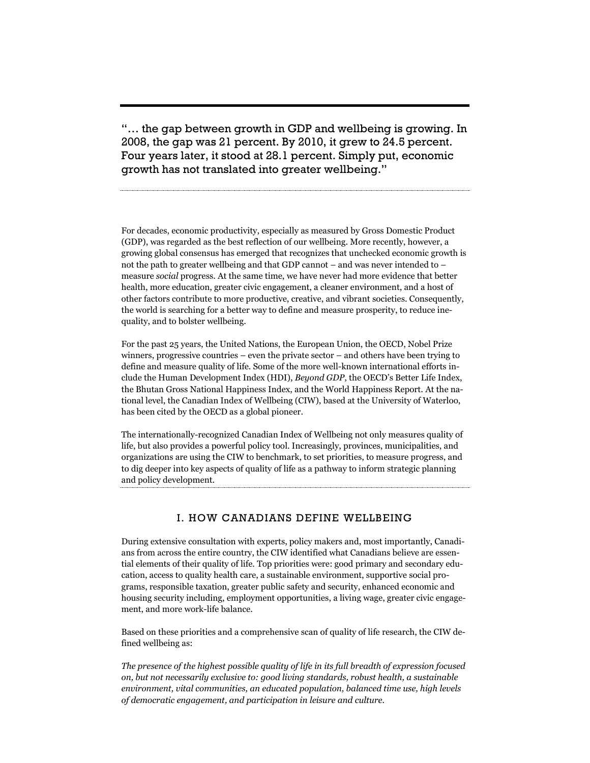> "… the gap between growth in GDP and wellbeing is growing. In 2008, the gap was 21 percent. By 2010, it grew to 24.5 percent. Four years later, it stood at 28.1 percent. Simply put, economic growth has not translated into greater wellbeing."

For decades, economic productivity, especially as measured by Gross Domestic Product (GDP), was regarded as the best reflection of our wellbeing. More recently, however, a growing global consensus has emerged that recognizes that unchecked economic growth is not the path to greater wellbeing and that GDP cannot – and was never intended to – measure *social* progress. At the same time, we have never had more evidence that better health, more education, greater civic engagement, a cleaner environment, and a host of other factors contribute to more productive, creative, and vibrant societies. Consequently, the world is searching for a better way to define and measure prosperity, to reduce inequality, and to bolster wellbeing.

For the past 25 years, the United Nations, the European Union, the OECD, Nobel Prize winners, progressive countries – even the private sector – and others have been trying to define and measure quality of life. Some of the more well-known international efforts include the Human Development Index (HDI), *Beyond GDP*, the OECD's Better Life Index, the Bhutan Gross National Happiness Index, and the World Happiness Report. At the national level, the Canadian Index of Wellbeing (CIW), based at the University of Waterloo, has been cited by the OECD as a global pioneer.

The internationally-recognized Canadian Index of Wellbeing not only measures quality of life, but also provides a powerful policy tool. Increasingly, provinces, municipalities, and organizations are using the CIW to benchmark, to set priorities, to measure progress, and to dig deeper into key aspects of quality of life as a pathway to inform strategic planning and policy development.

## I. HOW CANADIANS DEFINE WELLBEING

During extensive consultation with experts, policy makers and, most importantly, Canadians from across the entire country, the CIW identified what Canadians believe are essential elements of their quality of life. Top priorities were: good primary and secondary education, access to quality health care, a sustainable environment, supportive social programs, responsible taxation, greater public safety and security, enhanced economic and housing security including, employment opportunities, a living wage, greater civic engagement, and more work-life balance.

Based on these priorities and a comprehensive scan of quality of life research, the CIW defined wellbeing as:

*The presence of the highest possible quality of life in its full breadth of expression focused on, but not necessarily exclusive to: good living standards, robust health, a sustainable environment, vital communities, an educated population, balanced time use, high levels of democratic engagement, and participation in leisure and culture.*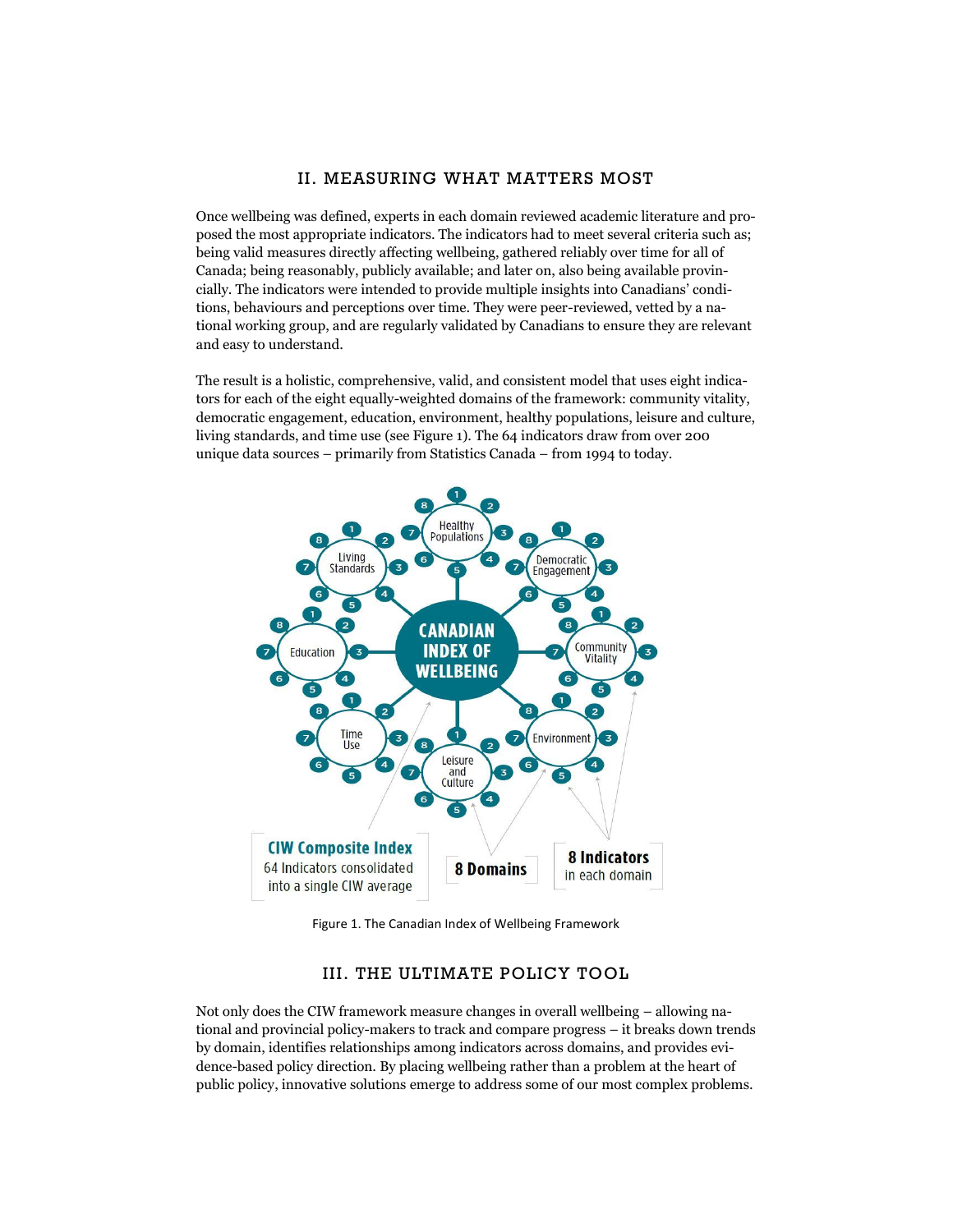## II. MEASURING WHAT MATTERS MOST

Once wellbeing was defined, experts in each domain reviewed academic literature and proposed the most appropriate indicators. The indicators had to meet several criteria such as; being valid measures directly affecting wellbeing, gathered reliably over time for all of Canada; being reasonably, publicly available; and later on, also being available provincially. The indicators were intended to provide multiple insights into Canadians' conditions, behaviours and perceptions over time. They were peer-reviewed, vetted by a national working group, and are regularly validated by Canadians to ensure they are relevant and easy to understand.

The result is a holistic, comprehensive, valid, and consistent model that uses eight indicators for each of the eight equally-weighted domains of the framework: community vitality, democratic engagement, education, environment, healthy populations, leisure and culture, living standards, and time use (see Figure 1). The 64 indicators draw from over 200 unique data sources – primarily from Statistics Canada – from 1994 to today.

Figure 1. The Canadian Index of Wellbeing Framework

## III. THE ULTIMATE POLICY TOOL

Not only does the CIW framework measure changes in overall wellbeing – allowing national and provincial policy-makers to track and compare progress – it breaks down trends by domain, identifies relationships among indicators across domains, and provides evidence-based policy direction. By placing wellbeing rather than a problem at the heart of public policy, innovative solutions emerge to address some of our most complex problems.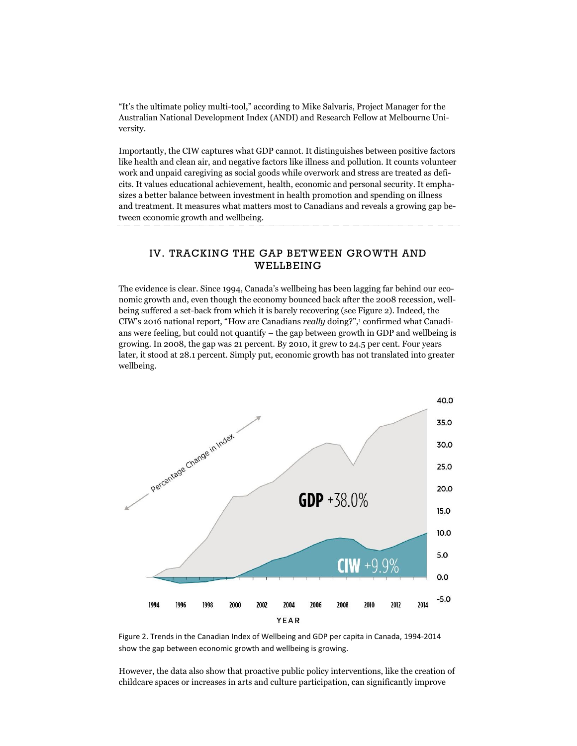"It's the ultimate policy multi-tool," according to Mike Salvaris, Project Manager for the Australian National Development Index (ANDI) and Research Fellow at Melbourne University.

Importantly, the CIW captures what GDP cannot. It distinguishes between positive factors like health and clean air, and negative factors like illness and pollution. It counts volunteer work and unpaid caregiving as social goods while overwork and stress are treated as deficits. It values educational achievement, health, economic and personal security. It emphasizes a better balance between investment in health promotion and spending on illness and treatment. It measures what matters most to Canadians and reveals a growing gap between economic growth and wellbeing.

## IV. TRACKING THE GAP BETWEEN GROWTH AND WELLBEING

The evidence is clear. Since 1994, Canada's wellbeing has been lagging far behind our economic growth and, even though the economy bounced back after the 2008 recession, wellbeing suffered a set-back from which it is barely recovering (see Figure 2). Indeed, the CIW's 2016 national report, "How are Canadians *really* doing?",[1] confirmed what Canadians were feeling, but could not quantify – the gap between growth in GDP and wellbeing is growing. In 2008, the gap was 21 percent. By 2010, it grew to 24.5 per cent. Four years later, it stood at 28.1 percent. Simply put, economic growth has not translated into greater wellbeing.

Figure 2. Trends in the Canadian Index of Wellbeing and GDP per capita in Canada, 1994-2014 show the gap between economic growth and wellbeing is growing.

However, the data also show that proactive public policy interventions, like the creation of childcare spaces or increases in arts and culture participation, can significantly improve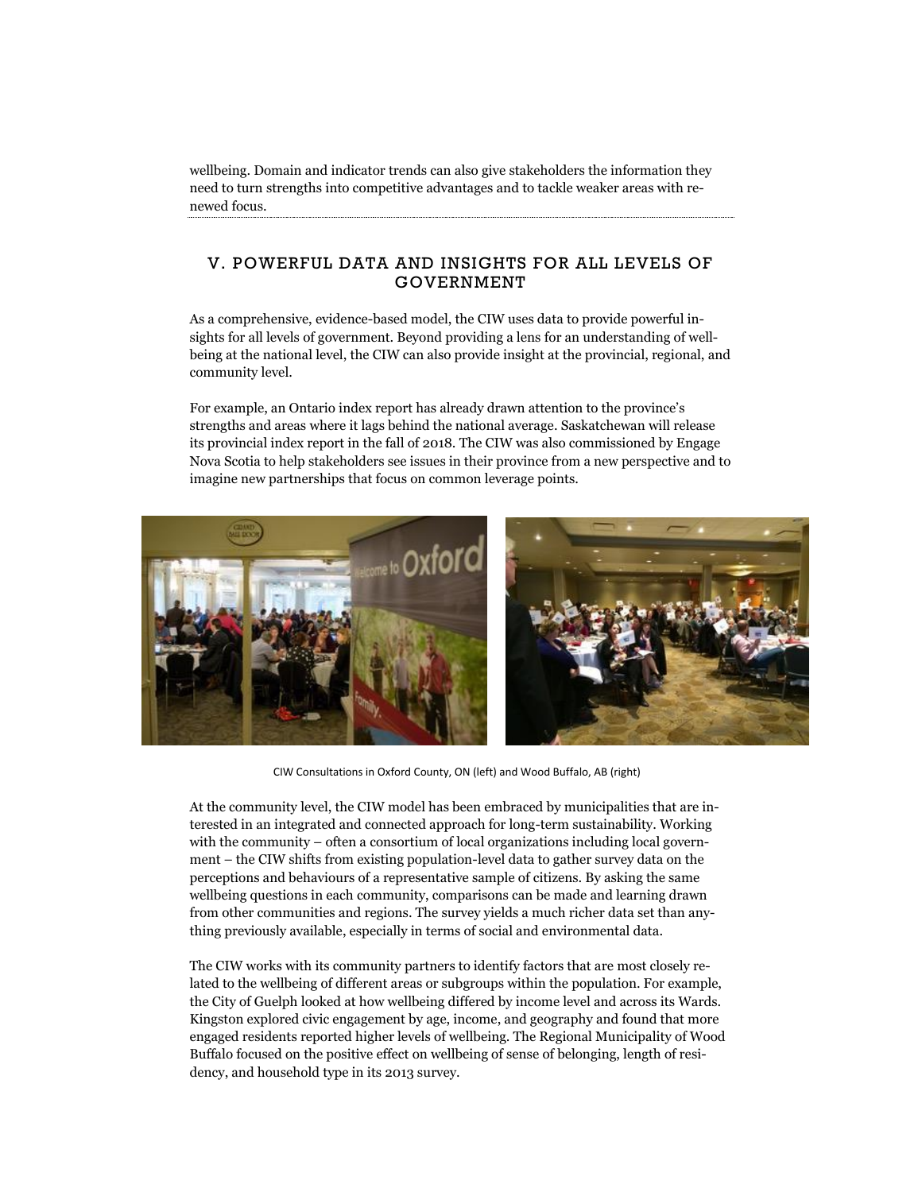wellbeing. Domain and indicator trends can also give stakeholders the information they need to turn strengths into competitive advantages and to tackle weaker areas with renewed focus.

## V. POWERFUL DATA AND INSIGHTS FOR ALL LEVELS OF GOVERNMENT

As a comprehensive, evidence-based model, the CIW uses data to provide powerful insights for all levels of government. Beyond providing a lens for an understanding of wellbeing at the national level, the CIW can also provide insight at the provincial, regional, and community level.

For example, an Ontario index report has already drawn attention to the province's strengths and areas where it lags behind the national average. Saskatchewan will release its provincial index report in the fall of 2018. The CIW was also commissioned by Engage Nova Scotia to help stakeholders see issues in their province from a new perspective and to imagine new partnerships that focus on common leverage points.

CIW Consultations in Oxford County, ON (left) and Wood Buffalo, AB (right)

At the community level, the CIW model has been embraced by municipalities that are interested in an integrated and connected approach for long-term sustainability. Working with the community – often a consortium of local organizations including local government – the CIW shifts from existing population-level data to gather survey data on the perceptions and behaviours of a representative sample of citizens. By asking the same wellbeing questions in each community, comparisons can be made and learning drawn from other communities and regions. The survey yields a much richer data set than anything previously available, especially in terms of social and environmental data.

The CIW works with its community partners to identify factors that are most closely related to the wellbeing of different areas or subgroups within the population. For example, the City of Guelph looked at how wellbeing differed by income level and across its Wards. Kingston explored civic engagement by age, income, and geography and found that more engaged residents reported higher levels of wellbeing. The Regional Municipality of Wood Buffalo focused on the positive effect on wellbeing of sense of belonging, length of residency, and household type in its 2013 survey.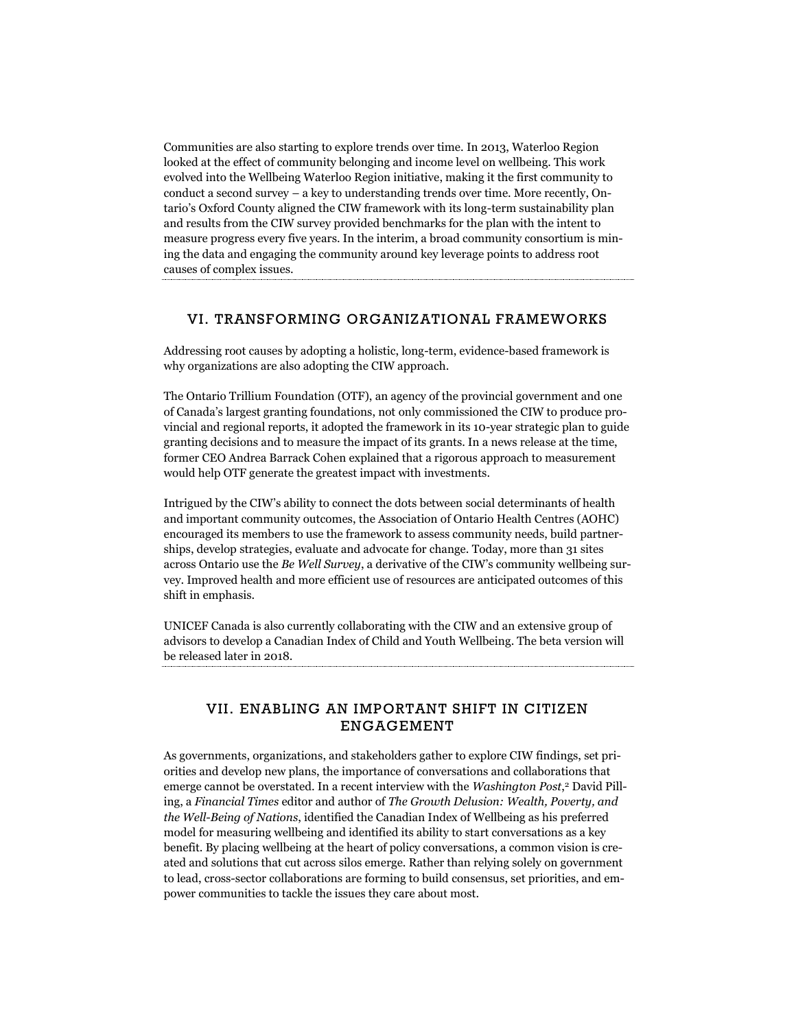Communities are also starting to explore trends over time. In 2013, Waterloo Region looked at the effect of community belonging and income level on wellbeing. This work evolved into the Wellbeing Waterloo Region initiative, making it the first community to conduct a second survey – a key to understanding trends over time. More recently, Ontario's Oxford County aligned the CIW framework with its long-term sustainability plan and results from the CIW survey provided benchmarks for the plan with the intent to measure progress every five years. In the interim, a broad community consortium is mining the data and engaging the community around key leverage points to address root causes of complex issues.

## VI. TRANSFORMING ORGANIZATIONAL FRAMEWORKS

Addressing root causes by adopting a holistic, long-term, evidence-based framework is why organizations are also adopting the CIW approach.

The Ontario Trillium Foundation (OTF), an agency of the provincial government and one of Canada's largest granting foundations, not only commissioned the CIW to produce provincial and regional reports, it adopted the framework in its 10-year strategic plan to guide granting decisions and to measure the impact of its grants. In a news release at the time, former CEO Andrea Barrack Cohen explained that a rigorous approach to measurement would help OTF generate the greatest impact with investments.

Intrigued by the CIW's ability to connect the dots between social determinants of health and important community outcomes, the Association of Ontario Health Centres (AOHC) encouraged its members to use the framework to assess community needs, build partnerships, develop strategies, evaluate and advocate for change. Today, more than 31 sites across Ontario use the *Be Well Survey*, a derivative of the CIW's community wellbeing survey. Improved health and more efficient use of resources are anticipated outcomes of this shift in emphasis.

UNICEF Canada is also currently collaborating with the CIW and an extensive group of advisors to develop a Canadian Index of Child and Youth Wellbeing. The beta version will be released later in 2018.

## VII. ENABLING AN IMPORTANT SHIFT IN CITIZEN ENGAGEMENT

As governments, organizations, and stakeholders gather to explore CIW findings, set priorities and develop new plans, the importance of conversations and collaborations that emerge cannot be overstated. In a recent interview with the *Washington Post*,[2] David Pilling, a *Financial Times* editor and author of *The Growth Delusion: Wealth, Poverty, and the Well-Being of Nations*, identified the Canadian Index of Wellbeing as his preferred model for measuring wellbeing and identified its ability to start conversations as a key benefit. By placing wellbeing at the heart of policy conversations, a common vision is created and solutions that cut across silos emerge. Rather than relying solely on government to lead, cross-sector collaborations are forming to build consensus, set priorities, and empower communities to tackle the issues they care about most.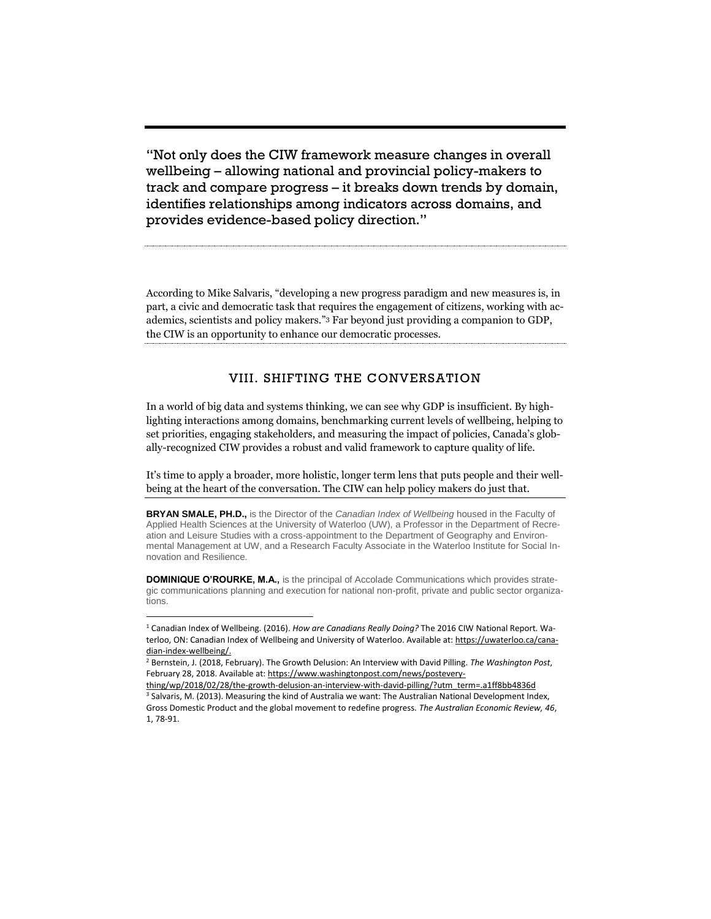"Not only does the CIW framework measure changes in overall wellbeing – allowing national and provincial policy-makers to track and compare progress – it breaks down trends by domain, identifies relationships among indicators across domains, and provides evidence-based policy direction."

According to Mike Salvaris, "developing a new progress paradigm and new measures is, in part, a civic and democratic task that requires the engagement of citizens, working with academics, scientists and policy makers."[3] Far beyond just providing a companion to GDP, the CIW is an opportunity to enhance our democratic processes.

## VIII. SHIFTING THE CONVERSATION

In a world of big data and systems thinking, we can see why GDP is insufficient. By highlighting interactions among domains, benchmarking current levels of wellbeing, helping to set priorities, engaging stakeholders, and measuring the impact of policies, Canada's globally-recognized CIW provides a robust and valid framework to capture quality of life.

It's time to apply a broader, more holistic, longer term lens that puts people and their wellbeing at the heart of the conversation. The CIW can help policy makers do just that.

**BRYAN SMALE, PH.D.,** is the Director of the *Canadian Index of Wellbeing* housed in the Faculty of Applied Health Sciences at the University of Waterloo (UW), a Professor in the Department of Recreation and Leisure Studies with a cross-appointment to the Department of Geography and Environmental Management at UW, and a Research Faculty Associate in the Waterloo Institute for Social Innovation and Resilience.

**DOMINIQUE O'ROURKE, M.A.,** is the principal of Accolade Communications which provides strategic communications planning and execution for national non-profit, private and public sector organizations.

---

[1] Canadian Index of Wellbeing. (2016). *How are Canadians Really Doing?* The 2016 CIW National Report. Waterloo, ON: Canadian Index of Wellbeing and University of Waterloo. Available at: https://uwaterloo.ca/canadian-index-wellbeing/.

[2] Bernstein, J. (2018, February). The Growth Delusion: An Interview with David Pilling. *The Washington Post*, February 28, 2018. Available at: https://www.washingtonpost.com/news/posteverything/wp/2018/02/28/the-growth-delusion-an-interview-with-david-pilling/?utm_term=.a1ff8bb4836d

[3] Salvaris, M. (2013). Measuring the kind of Australia we want: The Australian National Development Index, Gross Domestic Product and the global movement to redefine progress. *The Australian Economic Review, 46*, 1, 78-91.